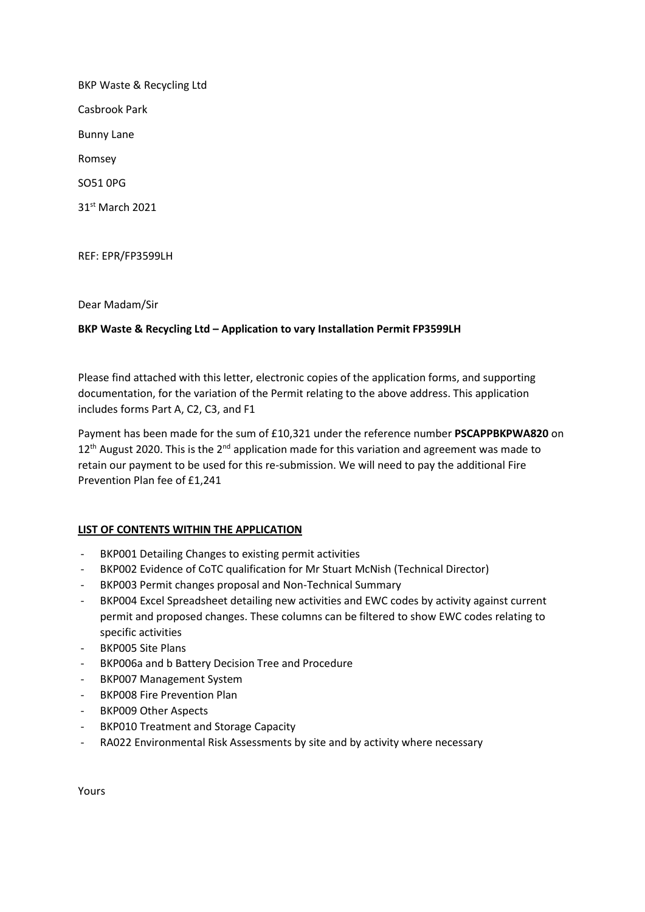BKP Waste & Recycling Ltd

Casbrook Park

Bunny Lane

Romsey

SO51 0PG

31st March 2021

REF: EPR/FP3599LH

Dear Madam/Sir

**BKP Waste & Recycling Ltd – Application to vary Installation Permit FP3599LH**

Please find attached with this letter, electronic copies of the application forms, and supporting documentation, for the variation of the Permit relating to the above address. This application includes forms Part A, C2, C3, and F1

Payment has been made for the sum of £10,321 under the reference number **PSCAPPBKPWA820** on 12th August 2020. This is the 2nd application made for this variation and agreement was made to retain our payment to be used for this re-submission. We will need to pay the additional Fire Prevention Plan fee of £1,241

**LIST OF CONTENTS WITHIN THE APPLICATION**

- BKP001 Detailing Changes to existing permit activities
- BKP002 Evidence of CoTC qualification for Mr Stuart McNish (Technical Director)
- BKP003 Permit changes proposal and Non-Technical Summary
- BKP004 Excel Spreadsheet detailing new activities and EWC codes by activity against current permit and proposed changes. These columns can be filtered to show EWC codes relating to specific activities
- BKP005 Site Plans
- BKP006a and b Battery Decision Tree and Procedure
- BKP007 Management System
- BKP008 Fire Prevention Plan
- BKP009 Other Aspects
- BKP010 Treatment and Storage Capacity
- RA022 Environmental Risk Assessments by site and by activity where necessary

Yours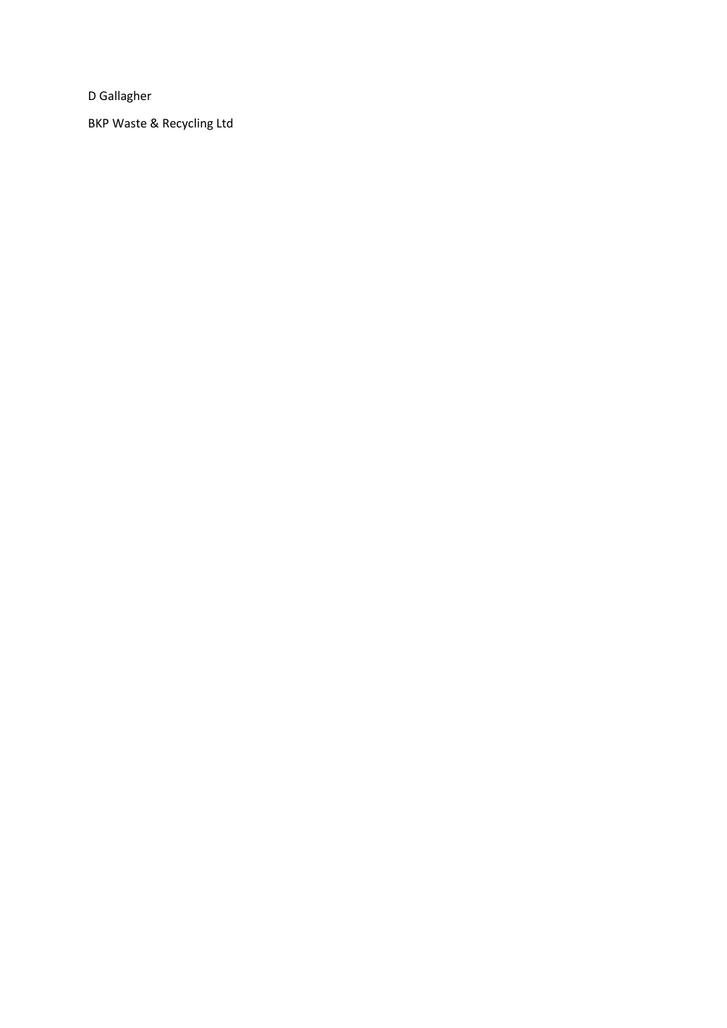D Gallagher

BKP Waste & Recycling Ltd